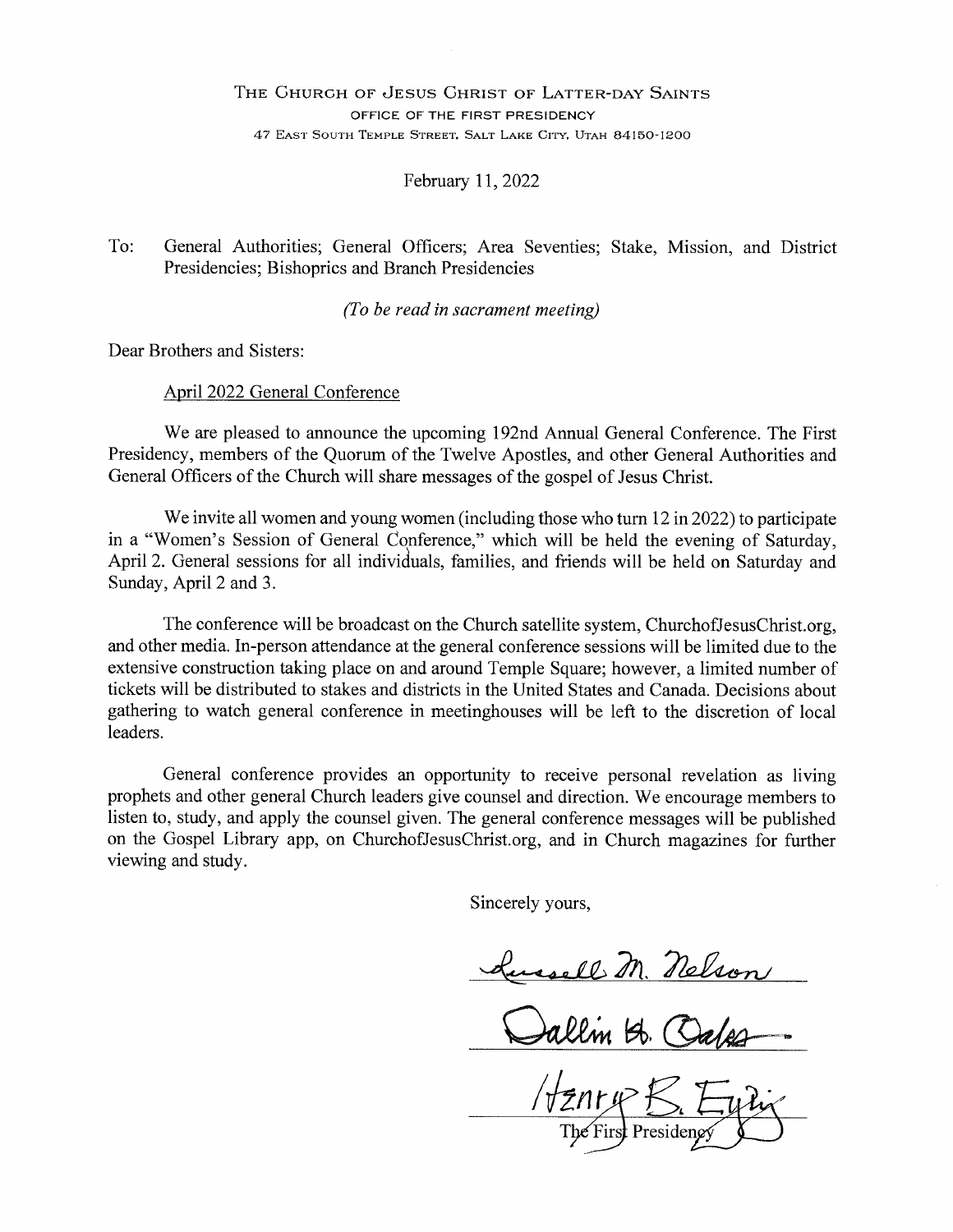THE CHURCH OF JESUS CHRIST OF LATTER-DAY SAINTS

OFFICE OF THE FIRST PRESIDENCY

47 EAST SOUTH TEMPLE STREET, SALT LAKE CITY, UTAH 84150-1200

February 11, 2022

To: General Authorities; General Officers; Area Seventies; Stake, Mission, and District Presidencies; Bishoprics and Branch Presidencies

*(To be read in sacrament meeting)*

Dear Brothers and Sisters:

April 2022 General Conference

We are pleased to announce the upcoming 192nd Annual General Conference. The First Presidency, members of the Quorum of the Twelve Apostles, and other General Authorities and General Officers of the Church will share messages of the gospel of Jesus Christ.

We invite all women and young women (including those who turn 12 in 2022) to participate in a "Women's Session of General Conference," which will be held the evening of Saturday, April 2. General sessions for all individuals, families, and friends will be held on Saturday and Sunday, April 2 and 3.

The conference will be broadcast on the Church satellite system, ChurchofJesusChrist.org, and other media. In-person attendance at the general conference sessions will be limited due to the extensive construction taking place on and around Temple Square; however, a limited number of tickets will be distributed to stakes and districts in the United States and Canada. Decisions about gathering to watch general conference in meetinghouses will be left to the discretion of local leaders.

General conference provides an opportunity to receive personal revelation as living prophets and other general Church leaders give counsel and direction. We encourage members to listen to, study, and apply the counsel given. The general conference messages will be published on the Gospel Library app, on ChurchofJesusChrist.org, and in Church magazines for further viewing and study.

Sincerely yours,

Russell M. Nelson

Dallin H. Oaks

Henry B. Eyring

The First Presidency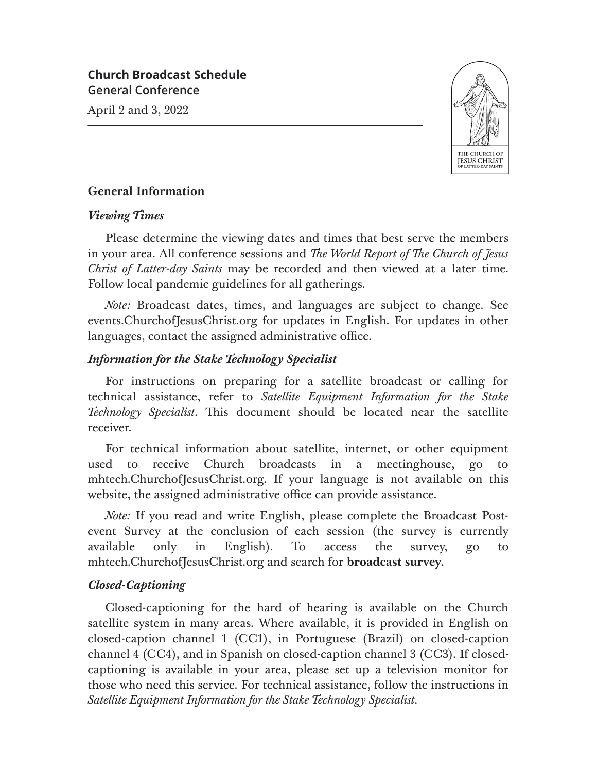# Church Broadcast Schedule

## General Conference

April 2 and 3, 2022

### General Information

#### *Viewing Times*

Please determine the viewing dates and times that best serve the members in your area. All conference sessions and *The World Report of The Church of Jesus Christ of Latter-day Saints* may be recorded and then viewed at a later time. Follow local pandemic guidelines for all gatherings.

*Note:* Broadcast dates, times, and languages are subject to change. See events.ChurchofJesusChrist.org for updates in English. For updates in other languages, contact the assigned administrative office.

#### *Information for the Stake Technology Specialist*

For instructions on preparing for a satellite broadcast or calling for technical assistance, refer to *Satellite Equipment Information for the Stake Technology Specialist*. This document should be located near the satellite receiver.

For technical information about satellite, internet, or other equipment used to receive Church broadcasts in a meetinghouse, go to mhtech.ChurchofJesusChrist.org. If your language is not available on this website, the assigned administrative office can provide assistance.

*Note:* If you read and write English, please complete the Broadcast Post-event Survey at the conclusion of each session (the survey is currently available only in English). To access the survey, go to mhtech.ChurchofJesusChrist.org and search for **broadcast survey**.

#### *Closed-Captioning*

Closed-captioning for the hard of hearing is available on the Church satellite system in many areas. Where available, it is provided in English on closed-caption channel 1 (CC1), in Portuguese (Brazil) on closed-caption channel 4 (CC4), and in Spanish on closed-caption channel 3 (CC3). If closed-captioning is available in your area, please set up a television monitor for those who need this service. For technical assistance, follow the instructions in *Satellite Equipment Information for the Stake Technology Specialist*.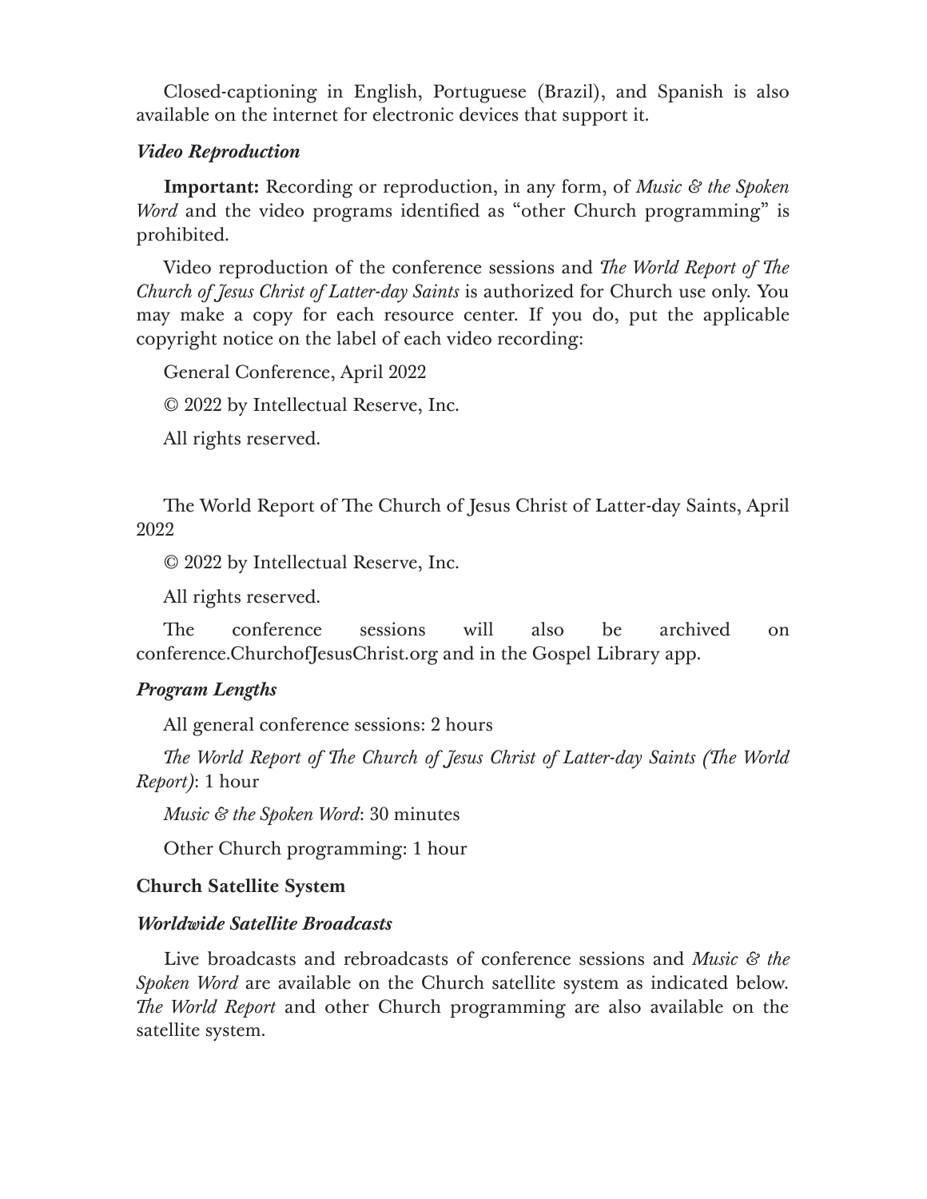Closed-captioning in English, Portuguese (Brazil), and Spanish is also available on the internet for electronic devices that support it.

***Video Reproduction***

**Important:** Recording or reproduction, in any form, of *Music & the Spoken Word* and the video programs identified as "other Church programming" is prohibited.

Video reproduction of the conference sessions and *The World Report of The Church of Jesus Christ of Latter-day Saints* is authorized for Church use only. You may make a copy for each resource center. If you do, put the applicable copyright notice on the label of each video recording:

General Conference, April 2022

© 2022 by Intellectual Reserve, Inc.

All rights reserved.

The World Report of The Church of Jesus Christ of Latter-day Saints, April 2022

© 2022 by Intellectual Reserve, Inc.

All rights reserved.

The conference sessions will also be archived on conference.ChurchofJesusChrist.org and in the Gospel Library app.

***Program Lengths***

All general conference sessions: 2 hours

*The World Report of The Church of Jesus Christ of Latter-day Saints (The World Report)*: 1 hour

*Music & the Spoken Word*: 30 minutes

Other Church programming: 1 hour

**Church Satellite System**

***Worldwide Satellite Broadcasts***

Live broadcasts and rebroadcasts of conference sessions and *Music & the Spoken Word* are available on the Church satellite system as indicated below. *The World Report* and other Church programming are also available on the satellite system.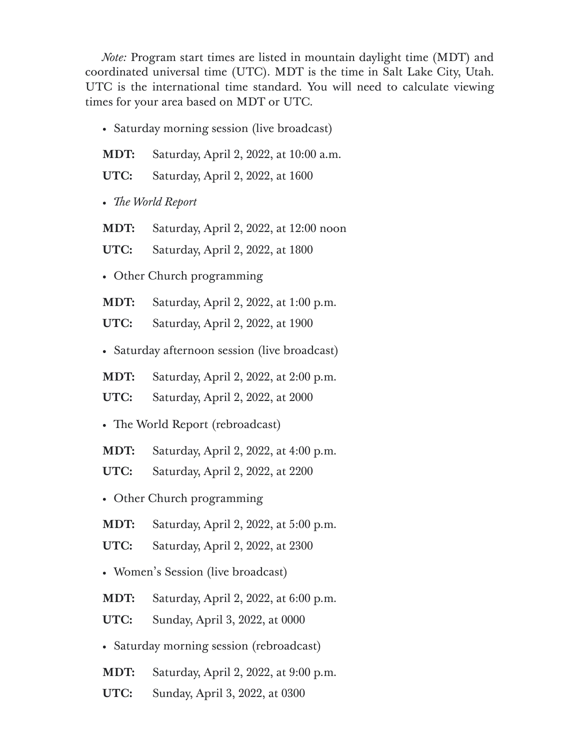*Note:* Program start times are listed in mountain daylight time (MDT) and coordinated universal time (UTC). MDT is the time in Salt Lake City, Utah. UTC is the international time standard. You will need to calculate viewing times for your area based on MDT or UTC.

- Saturday morning session (live broadcast)

**MDT:** Saturday, April 2, 2022, at 10:00 a.m.

**UTC:** Saturday, April 2, 2022, at 1600

- *The World Report*

**MDT:** Saturday, April 2, 2022, at 12:00 noon

**UTC:** Saturday, April 2, 2022, at 1800

- Other Church programming

**MDT:** Saturday, April 2, 2022, at 1:00 p.m.

**UTC:** Saturday, April 2, 2022, at 1900

- Saturday afternoon session (live broadcast)

**MDT:** Saturday, April 2, 2022, at 2:00 p.m.

**UTC:** Saturday, April 2, 2022, at 2000

- The World Report (rebroadcast)

**MDT:** Saturday, April 2, 2022, at 4:00 p.m.

**UTC:** Saturday, April 2, 2022, at 2200

- Other Church programming

**MDT:** Saturday, April 2, 2022, at 5:00 p.m.

**UTC:** Saturday, April 2, 2022, at 2300

- Women's Session (live broadcast)

**MDT:** Saturday, April 2, 2022, at 6:00 p.m.

**UTC:** Sunday, April 3, 2022, at 0000

- Saturday morning session (rebroadcast)

**MDT:** Saturday, April 2, 2022, at 9:00 p.m.

**UTC:** Sunday, April 3, 2022, at 0300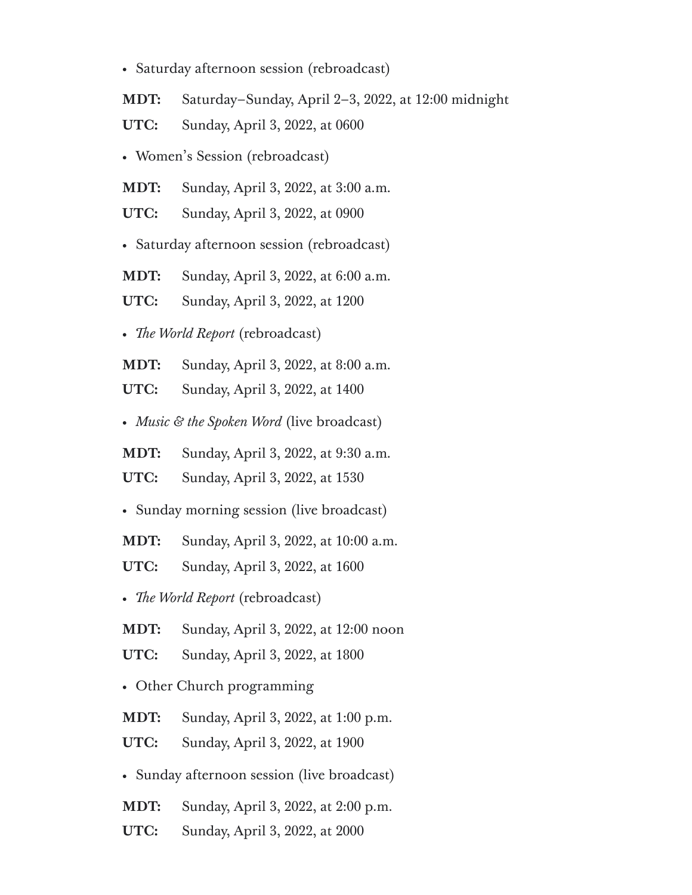- Saturday afternoon session (rebroadcast)

**MDT:** Saturday–Sunday, April 2–3, 2022, at 12:00 midnight

**UTC:** Sunday, April 3, 2022, at 0600

- Women's Session (rebroadcast)

**MDT:** Sunday, April 3, 2022, at 3:00 a.m.

**UTC:** Sunday, April 3, 2022, at 0900

- Saturday afternoon session (rebroadcast)

**MDT:** Sunday, April 3, 2022, at 6:00 a.m.

**UTC:** Sunday, April 3, 2022, at 1200

- *The World Report* (rebroadcast)

**MDT:** Sunday, April 3, 2022, at 8:00 a.m.

**UTC:** Sunday, April 3, 2022, at 1400

- *Music & the Spoken Word* (live broadcast)

**MDT:** Sunday, April 3, 2022, at 9:30 a.m.

**UTC:** Sunday, April 3, 2022, at 1530

- Sunday morning session (live broadcast)

**MDT:** Sunday, April 3, 2022, at 10:00 a.m.

**UTC:** Sunday, April 3, 2022, at 1600

- *The World Report* (rebroadcast)

**MDT:** Sunday, April 3, 2022, at 12:00 noon

**UTC:** Sunday, April 3, 2022, at 1800

- Other Church programming

**MDT:** Sunday, April 3, 2022, at 1:00 p.m.

**UTC:** Sunday, April 3, 2022, at 1900

- Sunday afternoon session (live broadcast)

**MDT:** Sunday, April 3, 2022, at 2:00 p.m.

**UTC:** Sunday, April 3, 2022, at 2000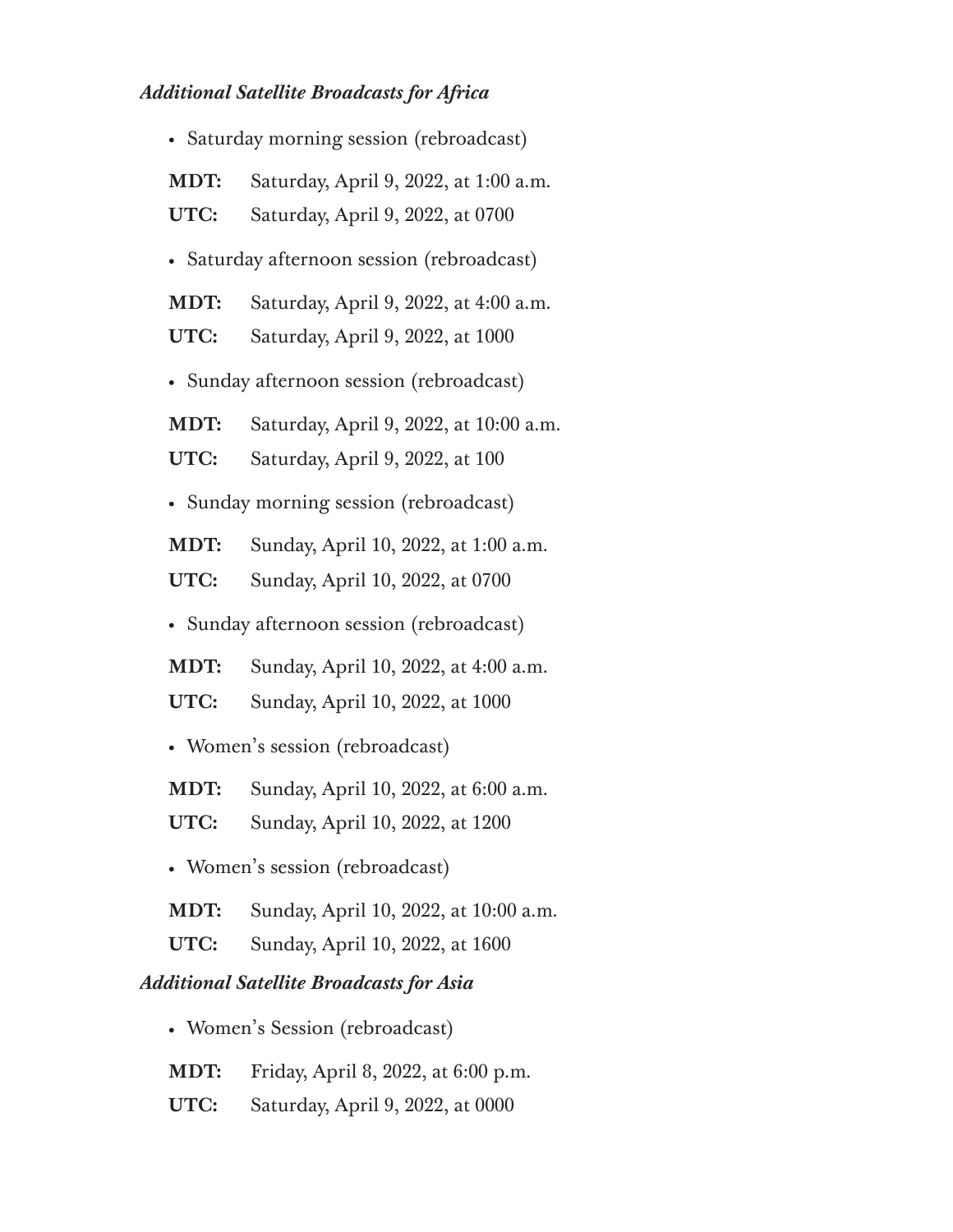*Additional Satellite Broadcasts for Africa*

- Saturday morning session (rebroadcast)

**MDT:** Saturday, April 9, 2022, at 1:00 a.m.

**UTC:** Saturday, April 9, 2022, at 0700

- Saturday afternoon session (rebroadcast)

**MDT:** Saturday, April 9, 2022, at 4:00 a.m.

**UTC:** Saturday, April 9, 2022, at 1000

- Sunday afternoon session (rebroadcast)

**MDT:** Saturday, April 9, 2022, at 10:00 a.m.

**UTC:** Saturday, April 9, 2022, at 100

- Sunday morning session (rebroadcast)

**MDT:** Sunday, April 10, 2022, at 1:00 a.m.

**UTC:** Sunday, April 10, 2022, at 0700

- Sunday afternoon session (rebroadcast)

**MDT:** Sunday, April 10, 2022, at 4:00 a.m.

**UTC:** Sunday, April 10, 2022, at 1000

- Women's session (rebroadcast)

**MDT:** Sunday, April 10, 2022, at 6:00 a.m.

**UTC:** Sunday, April 10, 2022, at 1200

- Women's session (rebroadcast)

**MDT:** Sunday, April 10, 2022, at 10:00 a.m.

**UTC:** Sunday, April 10, 2022, at 1600

*Additional Satellite Broadcasts for Asia*

- Women's Session (rebroadcast)

**MDT:** Friday, April 8, 2022, at 6:00 p.m.

**UTC:** Saturday, April 9, 2022, at 0000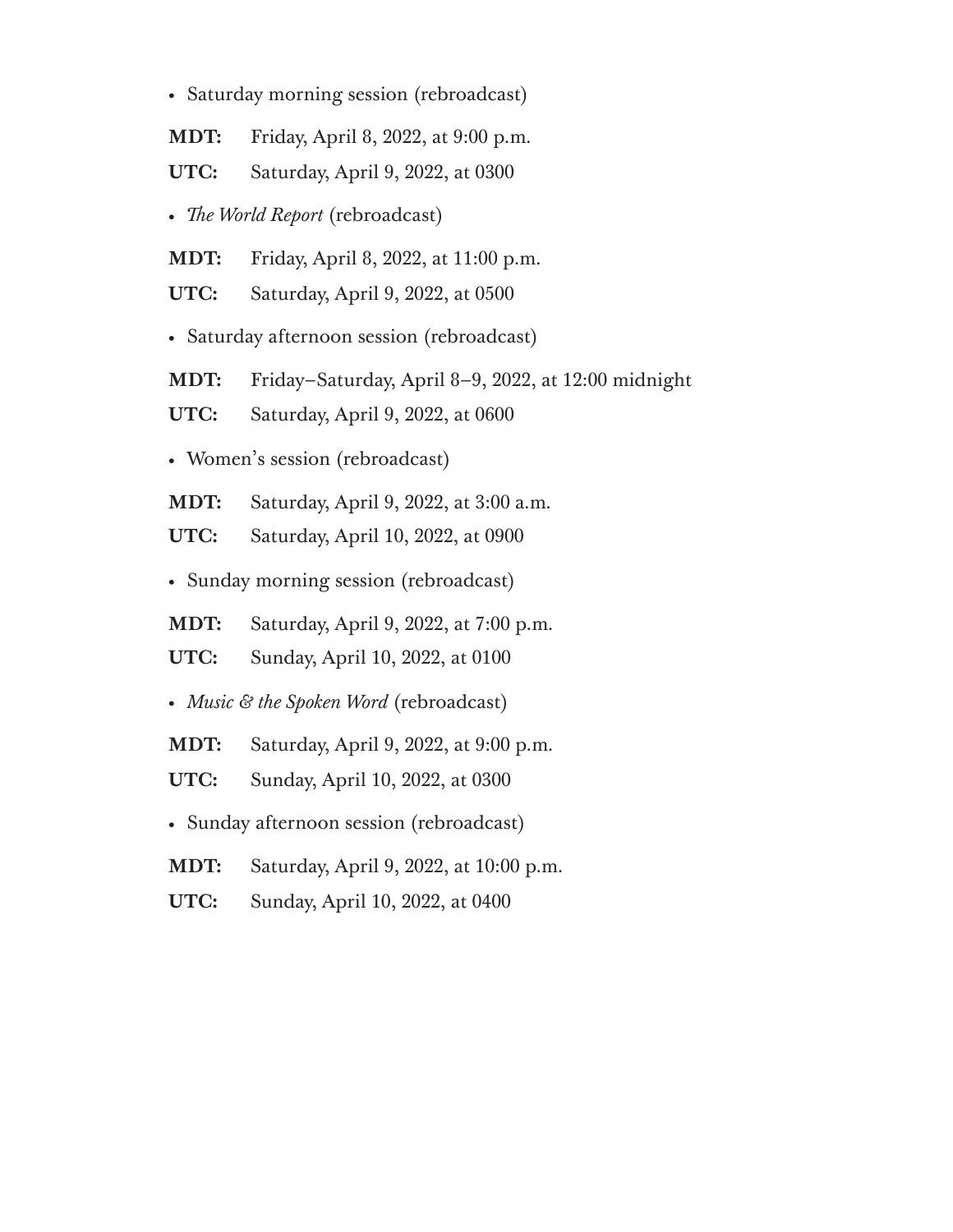- Saturday morning session (rebroadcast)

**MDT:** Friday, April 8, 2022, at 9:00 p.m.

**UTC:** Saturday, April 9, 2022, at 0300

- *The World Report* (rebroadcast)

**MDT:** Friday, April 8, 2022, at 11:00 p.m.

**UTC:** Saturday, April 9, 2022, at 0500

- Saturday afternoon session (rebroadcast)

**MDT:** Friday–Saturday, April 8–9, 2022, at 12:00 midnight

**UTC:** Saturday, April 9, 2022, at 0600

- Women's session (rebroadcast)

**MDT:** Saturday, April 9, 2022, at 3:00 a.m.

**UTC:** Saturday, April 10, 2022, at 0900

- Sunday morning session (rebroadcast)

**MDT:** Saturday, April 9, 2022, at 7:00 p.m.

**UTC:** Sunday, April 10, 2022, at 0100

- *Music & the Spoken Word* (rebroadcast)

**MDT:** Saturday, April 9, 2022, at 9:00 p.m.

**UTC:** Sunday, April 10, 2022, at 0300

- Sunday afternoon session (rebroadcast)

**MDT:** Saturday, April 9, 2022, at 10:00 p.m.

**UTC:** Sunday, April 10, 2022, at 0400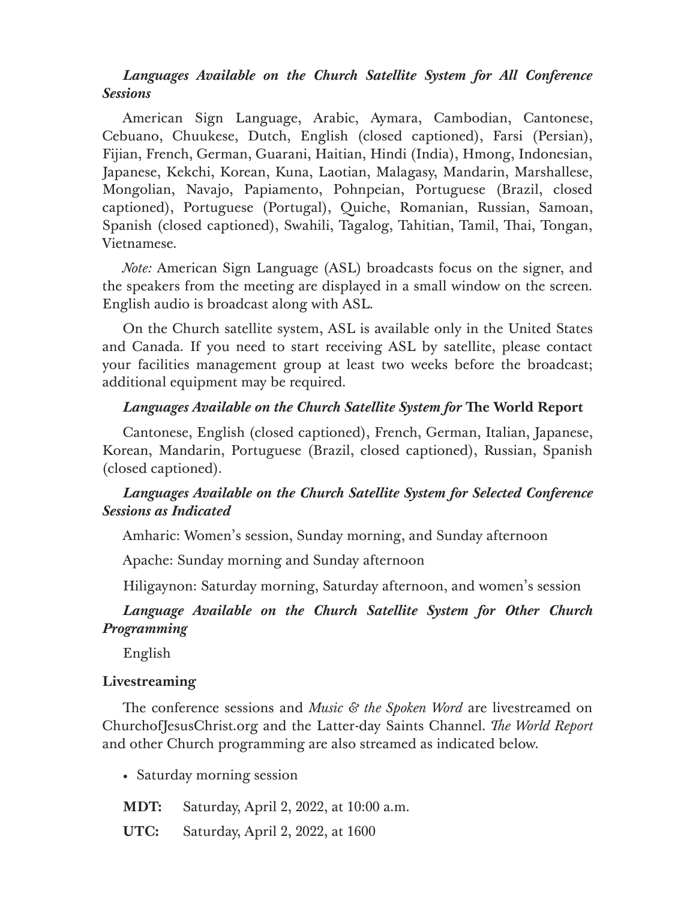### *Languages Available on the Church Satellite System for All Conference Sessions*

American Sign Language, Arabic, Aymara, Cambodian, Cantonese, Cebuano, Chuukese, Dutch, English (closed captioned), Farsi (Persian), Fijian, French, German, Guarani, Haitian, Hindi (India), Hmong, Indonesian, Japanese, Kekchi, Korean, Kuna, Laotian, Malagasy, Mandarin, Marshallese, Mongolian, Navajo, Papiamento, Pohnpeian, Portuguese (Brazil, closed captioned), Portuguese (Portugal), Quiche, Romanian, Russian, Samoan, Spanish (closed captioned), Swahili, Tagalog, Tahitian, Tamil, Thai, Tongan, Vietnamese.

*Note:* American Sign Language (ASL) broadcasts focus on the signer, and the speakers from the meeting are displayed in a small window on the screen. English audio is broadcast along with ASL.

On the Church satellite system, ASL is available only in the United States and Canada. If you need to start receiving ASL by satellite, please contact your facilities management group at least two weeks before the broadcast; additional equipment may be required.

### *Languages Available on the Church Satellite System for* **The World Report**

Cantonese, English (closed captioned), French, German, Italian, Japanese, Korean, Mandarin, Portuguese (Brazil, closed captioned), Russian, Spanish (closed captioned).

### *Languages Available on the Church Satellite System for Selected Conference Sessions as Indicated*

Amharic: Women's session, Sunday morning, and Sunday afternoon

Apache: Sunday morning and Sunday afternoon

Hiligaynon: Saturday morning, Saturday afternoon, and women's session

### *Language Available on the Church Satellite System for Other Church Programming*

English

### **Livestreaming**

The conference sessions and *Music & the Spoken Word* are livestreamed on ChurchofJesusChrist.org and the Latter-day Saints Channel. *The World Report* and other Church programming are also streamed as indicated below.

- Saturday morning session

**MDT:** Saturday, April 2, 2022, at 10:00 a.m.

**UTC:** Saturday, April 2, 2022, at 1600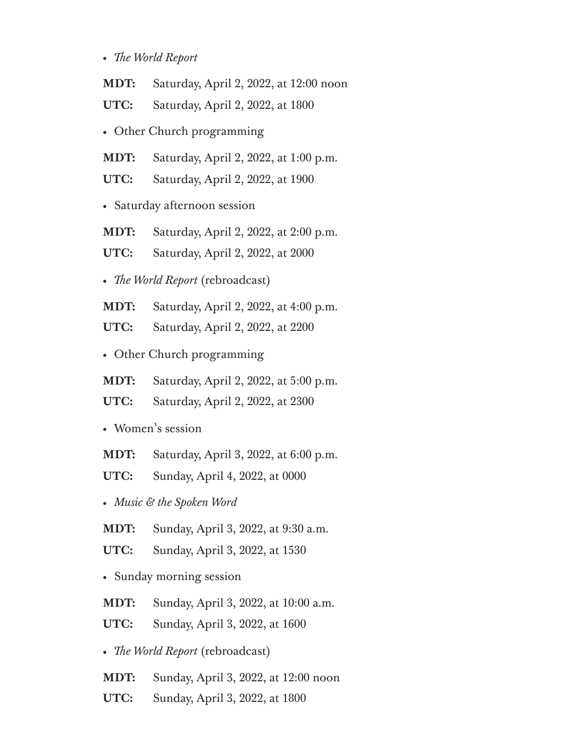- *The World Report*

**MDT:** Saturday, April 2, 2022, at 12:00 noon

**UTC:** Saturday, April 2, 2022, at 1800

- Other Church programming

**MDT:** Saturday, April 2, 2022, at 1:00 p.m.

**UTC:** Saturday, April 2, 2022, at 1900

- Saturday afternoon session

**MDT:** Saturday, April 2, 2022, at 2:00 p.m.

**UTC:** Saturday, April 2, 2022, at 2000

- *The World Report* (rebroadcast)

**MDT:** Saturday, April 2, 2022, at 4:00 p.m.

**UTC:** Saturday, April 2, 2022, at 2200

- Other Church programming

**MDT:** Saturday, April 2, 2022, at 5:00 p.m.

**UTC:** Saturday, April 2, 2022, at 2300

- Women's session

**MDT:** Saturday, April 3, 2022, at 6:00 p.m.

**UTC:** Sunday, April 4, 2022, at 0000

- *Music & the Spoken Word*

**MDT:** Sunday, April 3, 2022, at 9:30 a.m.

**UTC:** Sunday, April 3, 2022, at 1530

- Sunday morning session

**MDT:** Sunday, April 3, 2022, at 10:00 a.m.

**UTC:** Sunday, April 3, 2022, at 1600

- *The World Report* (rebroadcast)

**MDT:** Sunday, April 3, 2022, at 12:00 noon

**UTC:** Sunday, April 3, 2022, at 1800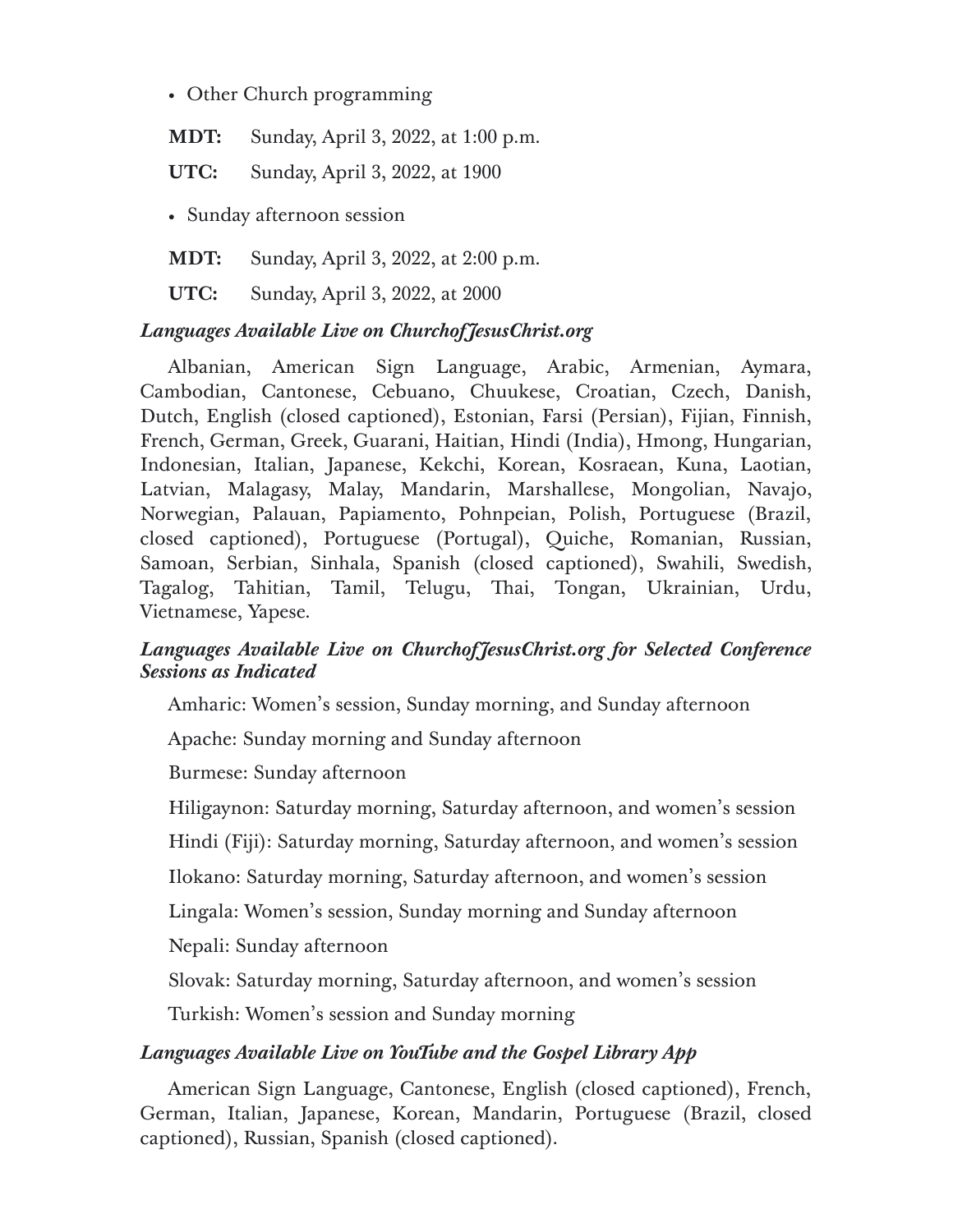- Other Church programming

**MDT:** Sunday, April 3, 2022, at 1:00 p.m.

**UTC:** Sunday, April 3, 2022, at 1900

- Sunday afternoon session

**MDT:** Sunday, April 3, 2022, at 2:00 p.m.

**UTC:** Sunday, April 3, 2022, at 2000

***Languages Available Live on ChurchofJesusChrist.org***

Albanian, American Sign Language, Arabic, Armenian, Aymara, Cambodian, Cantonese, Cebuano, Chuukese, Croatian, Czech, Danish, Dutch, English (closed captioned), Estonian, Farsi (Persian), Fijian, Finnish, French, German, Greek, Guarani, Haitian, Hindi (India), Hmong, Hungarian, Indonesian, Italian, Japanese, Kekchi, Korean, Kosraean, Kuna, Laotian, Latvian, Malagasy, Malay, Mandarin, Marshallese, Mongolian, Navajo, Norwegian, Palauan, Papiamento, Pohnpeian, Polish, Portuguese (Brazil, closed captioned), Portuguese (Portugal), Quiche, Romanian, Russian, Samoan, Serbian, Sinhala, Spanish (closed captioned), Swahili, Swedish, Tagalog, Tahitian, Tamil, Telugu, Thai, Tongan, Ukrainian, Urdu, Vietnamese, Yapese.

***Languages Available Live on ChurchofJesusChrist.org for Selected Conference Sessions as Indicated***

Amharic: Women's session, Sunday morning, and Sunday afternoon

Apache: Sunday morning and Sunday afternoon

Burmese: Sunday afternoon

Hiligaynon: Saturday morning, Saturday afternoon, and women's session

Hindi (Fiji): Saturday morning, Saturday afternoon, and women's session

Ilokano: Saturday morning, Saturday afternoon, and women's session

Lingala: Women's session, Sunday morning and Sunday afternoon

Nepali: Sunday afternoon

Slovak: Saturday morning, Saturday afternoon, and women's session

Turkish: Women's session and Sunday morning

***Languages Available Live on YouTube and the Gospel Library App***

American Sign Language, Cantonese, English (closed captioned), French, German, Italian, Japanese, Korean, Mandarin, Portuguese (Brazil, closed captioned), Russian, Spanish (closed captioned).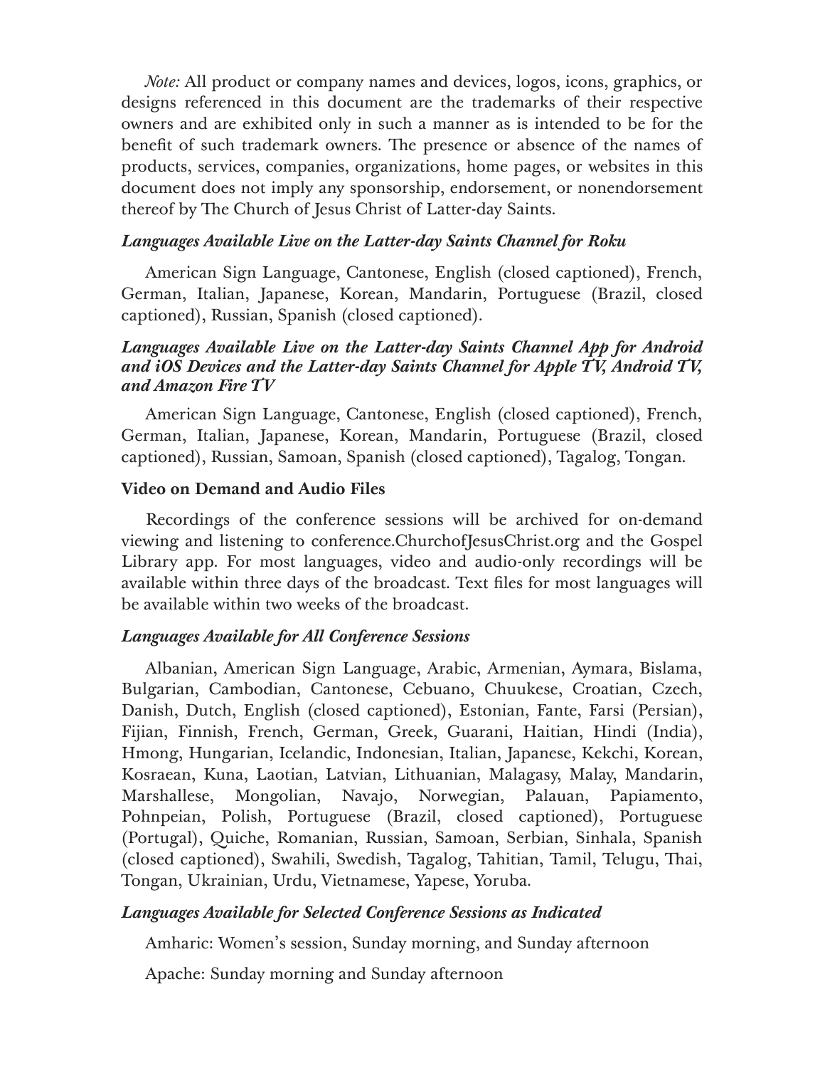*Note:* All product or company names and devices, logos, icons, graphics, or designs referenced in this document are the trademarks of their respective owners and are exhibited only in such a manner as is intended to be for the benefit of such trademark owners. The presence or absence of the names of products, services, companies, organizations, home pages, or websites in this document does not imply any sponsorship, endorsement, or nonendorsement thereof by The Church of Jesus Christ of Latter-day Saints.

### *Languages Available Live on the Latter-day Saints Channel for Roku*

American Sign Language, Cantonese, English (closed captioned), French, German, Italian, Japanese, Korean, Mandarin, Portuguese (Brazil, closed captioned), Russian, Spanish (closed captioned).

### *Languages Available Live on the Latter-day Saints Channel App for Android and iOS Devices and the Latter-day Saints Channel for Apple TV, Android TV, and Amazon Fire TV*

American Sign Language, Cantonese, English (closed captioned), French, German, Italian, Japanese, Korean, Mandarin, Portuguese (Brazil, closed captioned), Russian, Samoan, Spanish (closed captioned), Tagalog, Tongan.

## Video on Demand and Audio Files

Recordings of the conference sessions will be archived for on-demand viewing and listening to conference.ChurchofJesusChrist.org and the Gospel Library app. For most languages, video and audio-only recordings will be available within three days of the broadcast. Text files for most languages will be available within two weeks of the broadcast.

### *Languages Available for All Conference Sessions*

Albanian, American Sign Language, Arabic, Armenian, Aymara, Bislama, Bulgarian, Cambodian, Cantonese, Cebuano, Chuukese, Croatian, Czech, Danish, Dutch, English (closed captioned), Estonian, Fante, Farsi (Persian), Fijian, Finnish, French, German, Greek, Guarani, Haitian, Hindi (India), Hmong, Hungarian, Icelandic, Indonesian, Italian, Japanese, Kekchi, Korean, Kosraean, Kuna, Laotian, Latvian, Lithuanian, Malagasy, Malay, Mandarin, Marshallese, Mongolian, Navajo, Norwegian, Palauan, Papiamento, Pohnpeian, Polish, Portuguese (Brazil, closed captioned), Portuguese (Portugal), Quiche, Romanian, Russian, Samoan, Serbian, Sinhala, Spanish (closed captioned), Swahili, Swedish, Tagalog, Tahitian, Tamil, Telugu, Thai, Tongan, Ukrainian, Urdu, Vietnamese, Yapese, Yoruba.

### *Languages Available for Selected Conference Sessions as Indicated*

Amharic: Women's session, Sunday morning, and Sunday afternoon

Apache: Sunday morning and Sunday afternoon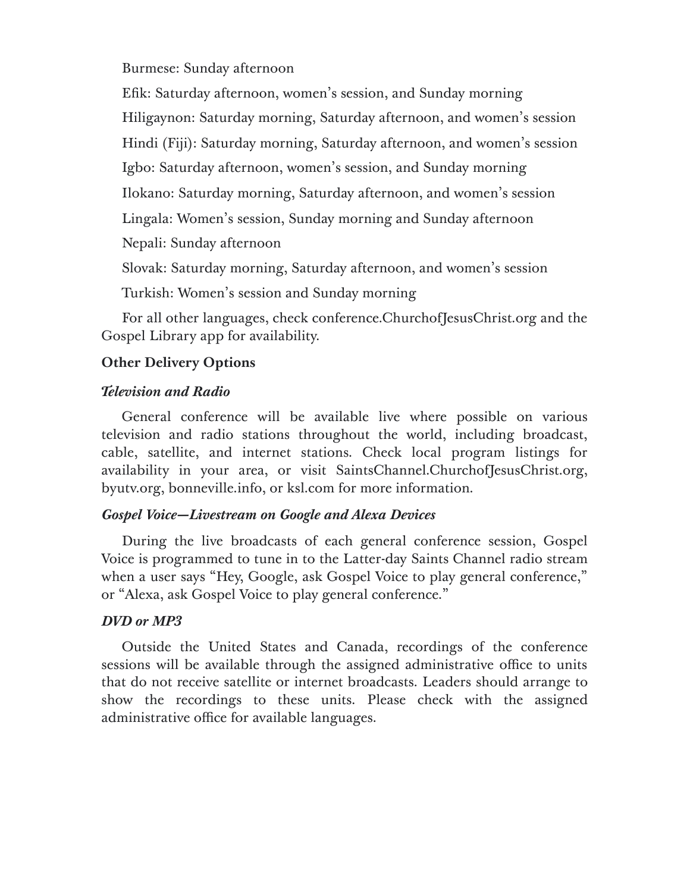Burmese: Sunday afternoon

Efik: Saturday afternoon, women's session, and Sunday morning

Hiligaynon: Saturday morning, Saturday afternoon, and women's session

Hindi (Fiji): Saturday morning, Saturday afternoon, and women's session

Igbo: Saturday afternoon, women's session, and Sunday morning

Ilokano: Saturday morning, Saturday afternoon, and women's session

Lingala: Women's session, Sunday morning and Sunday afternoon

Nepali: Sunday afternoon

Slovak: Saturday morning, Saturday afternoon, and women's session

Turkish: Women's session and Sunday morning

For all other languages, check conference.ChurchofJesusChrist.org and the Gospel Library app for availability.

**Other Delivery Options**

***Television and Radio***

General conference will be available live where possible on various television and radio stations throughout the world, including broadcast, cable, satellite, and internet stations. Check local program listings for availability in your area, or visit SaintsChannel.ChurchofJesusChrist.org, byutv.org, bonneville.info, or ksl.com for more information.

***Gospel Voice—Livestream on Google and Alexa Devices***

During the live broadcasts of each general conference session, Gospel Voice is programmed to tune in to the Latter-day Saints Channel radio stream when a user says "Hey, Google, ask Gospel Voice to play general conference," or "Alexa, ask Gospel Voice to play general conference."

***DVD or MP3***

Outside the United States and Canada, recordings of the conference sessions will be available through the assigned administrative office to units that do not receive satellite or internet broadcasts. Leaders should arrange to show the recordings to these units. Please check with the assigned administrative office for available languages.